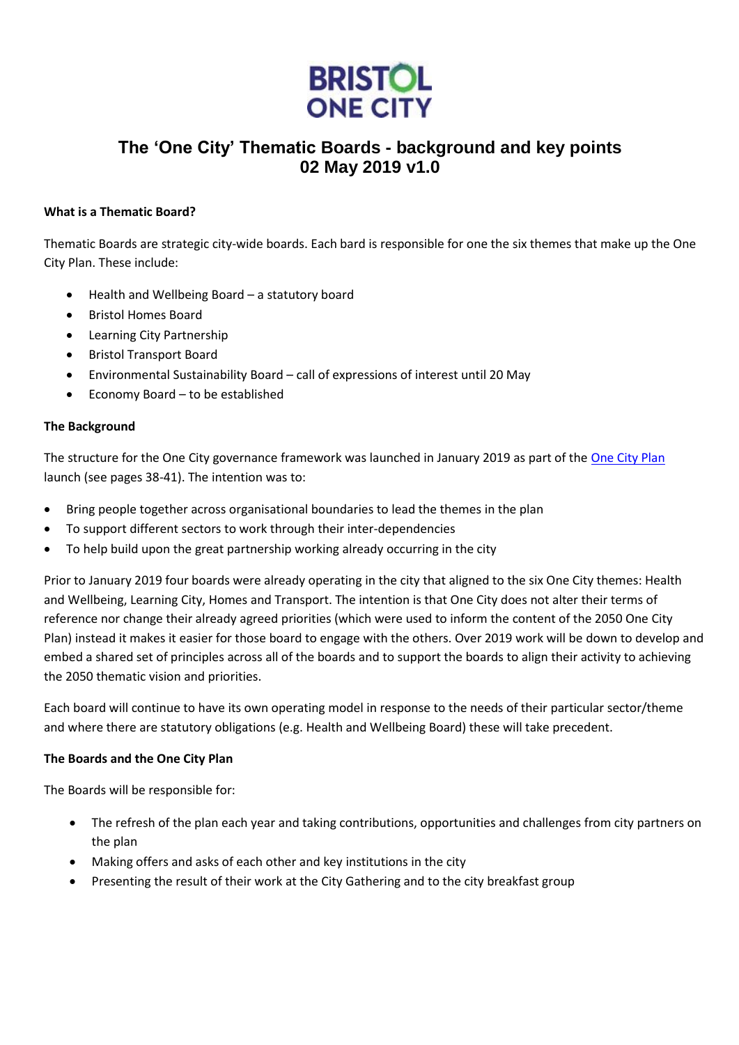BRISTOL
ONE CITY

# The 'One City' Thematic Boards - background and key points
## 02 May 2019 v1.0

**What is a Thematic Board?**

Thematic Boards are strategic city-wide boards. Each bard is responsible for one the six themes that make up the One City Plan. These include:

- Health and Wellbeing Board – a statutory board
- Bristol Homes Board
- Learning City Partnership
- Bristol Transport Board
- Environmental Sustainability Board – call of expressions of interest until 20 May
- Economy Board – to be established

**The Background**

The structure for the One City governance framework was launched in January 2019 as part of the One City Plan launch (see pages 38-41). The intention was to:

- Bring people together across organisational boundaries to lead the themes in the plan
- To support different sectors to work through their inter-dependencies
- To help build upon the great partnership working already occurring in the city

Prior to January 2019 four boards were already operating in the city that aligned to the six One City themes: Health and Wellbeing, Learning City, Homes and Transport. The intention is that One City does not alter their terms of reference nor change their already agreed priorities (which were used to inform the content of the 2050 One City Plan) instead it makes it easier for those board to engage with the others. Over 2019 work will be down to develop and embed a shared set of principles across all of the boards and to support the boards to align their activity to achieving the 2050 thematic vision and priorities.

Each board will continue to have its own operating model in response to the needs of their particular sector/theme and where there are statutory obligations (e.g. Health and Wellbeing Board) these will take precedent.

**The Boards and the One City Plan**

The Boards will be responsible for:

- The refresh of the plan each year and taking contributions, opportunities and challenges from city partners on the plan
- Making offers and asks of each other and key institutions in the city
- Presenting the result of their work at the City Gathering and to the city breakfast group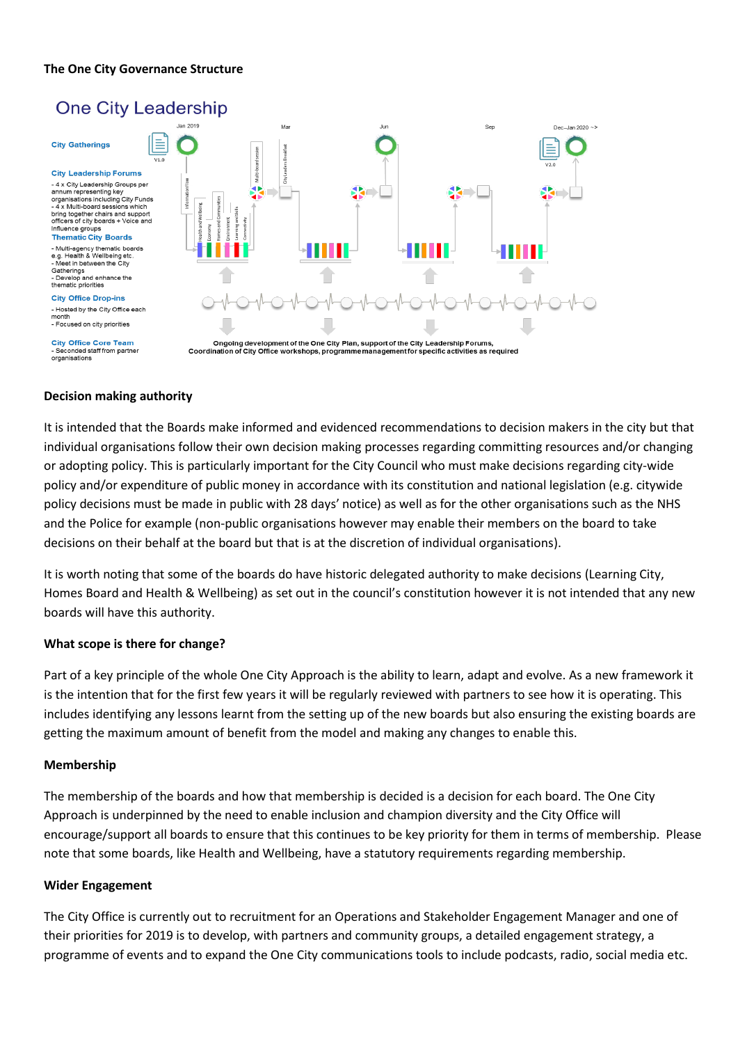**The One City Governance Structure**

## One City Leadership

**City Gatherings**

**City Leadership Forums**

- 4 x City Leadership Groups per annum representing key organisations including City Funds
- 4 x Multi-board sessions which bring together chairs and support officers of city boards + Voice and Influence groups

**Thematic City Boards**

- Multi-agency thematic boards e.g. Health & Wellbeing etc.
- Meet in between the City Gatherings
- Develop and enhance the thematic priorities

**City Office Drop-ins**

- Hosted by the City Office each month
- Focused on city priorities

**City Office Core Team**

- Seconded staff from partner organisations

Jan 2019 | Mar | Jun | Sep | Dec–Jan 2020 ~>

V1.0 | V2.0

Information flow | Multi-board Session | City Leaders Breakfast

Health and Wellbeing | Economy | Homes and Communities | Environment | Learning and Skills | Connectivity

Ongoing development of the One City Plan, support of the City Leadership Forums, Coordination of City Office workshops, programme management for specific activities as required

**Decision making authority**

It is intended that the Boards make informed and evidenced recommendations to decision makers in the city but that individual organisations follow their own decision making processes regarding committing resources and/or changing or adopting policy. This is particularly important for the City Council who must make decisions regarding city-wide policy and/or expenditure of public money in accordance with its constitution and national legislation (e.g. citywide policy decisions must be made in public with 28 days' notice) as well as for the other organisations such as the NHS and the Police for example (non-public organisations however may enable their members on the board to take decisions on their behalf at the board but that is at the discretion of individual organisations).

It is worth noting that some of the boards do have historic delegated authority to make decisions (Learning City, Homes Board and Health & Wellbeing) as set out in the council's constitution however it is not intended that any new boards will have this authority.

**What scope is there for change?**

Part of a key principle of the whole One City Approach is the ability to learn, adapt and evolve. As a new framework it is the intention that for the first few years it will be regularly reviewed with partners to see how it is operating. This includes identifying any lessons learnt from the setting up of the new boards but also ensuring the existing boards are getting the maximum amount of benefit from the model and making any changes to enable this.

**Membership**

The membership of the boards and how that membership is decided is a decision for each board. The One City Approach is underpinned by the need to enable inclusion and champion diversity and the City Office will encourage/support all boards to ensure that this continues to be key priority for them in terms of membership. Please note that some boards, like Health and Wellbeing, have a statutory requirements regarding membership.

**Wider Engagement**

The City Office is currently out to recruitment for an Operations and Stakeholder Engagement Manager and one of their priorities for 2019 is to develop, with partners and community groups, a detailed engagement strategy, a programme of events and to expand the One City communications tools to include podcasts, radio, social media etc.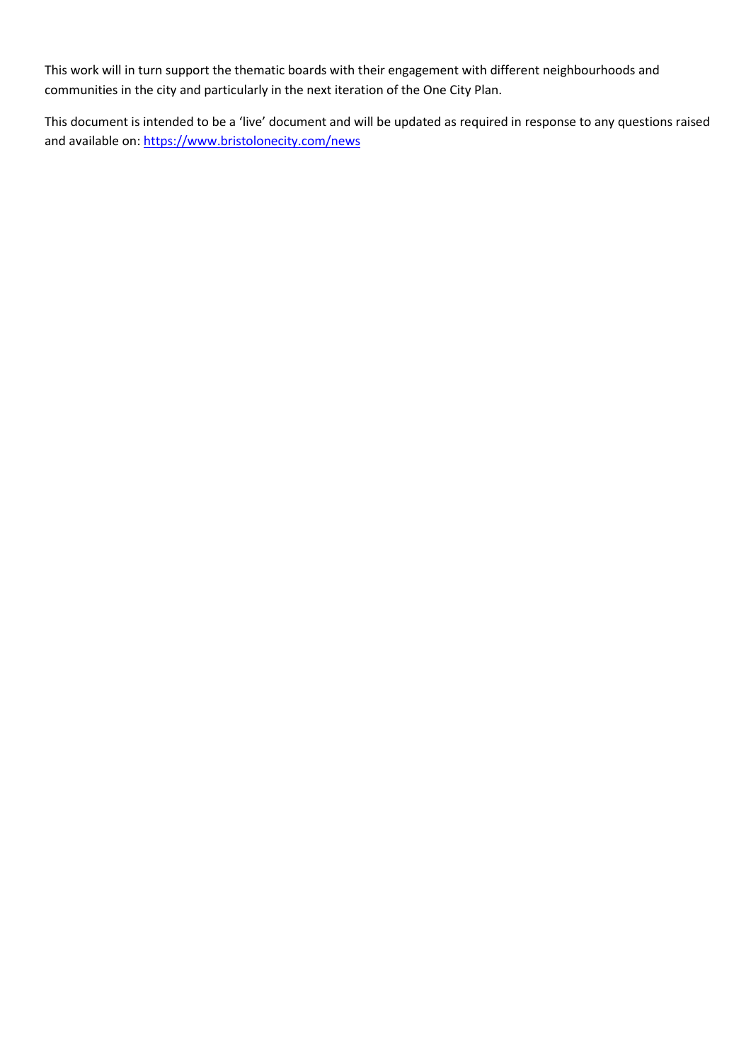This work will in turn support the thematic boards with their engagement with different neighbourhoods and communities in the city and particularly in the next iteration of the One City Plan.

This document is intended to be a 'live' document and will be updated as required in response to any questions raised and available on: [https://www.bristolonecity.com/news](https://www.bristolonecity.com/news)